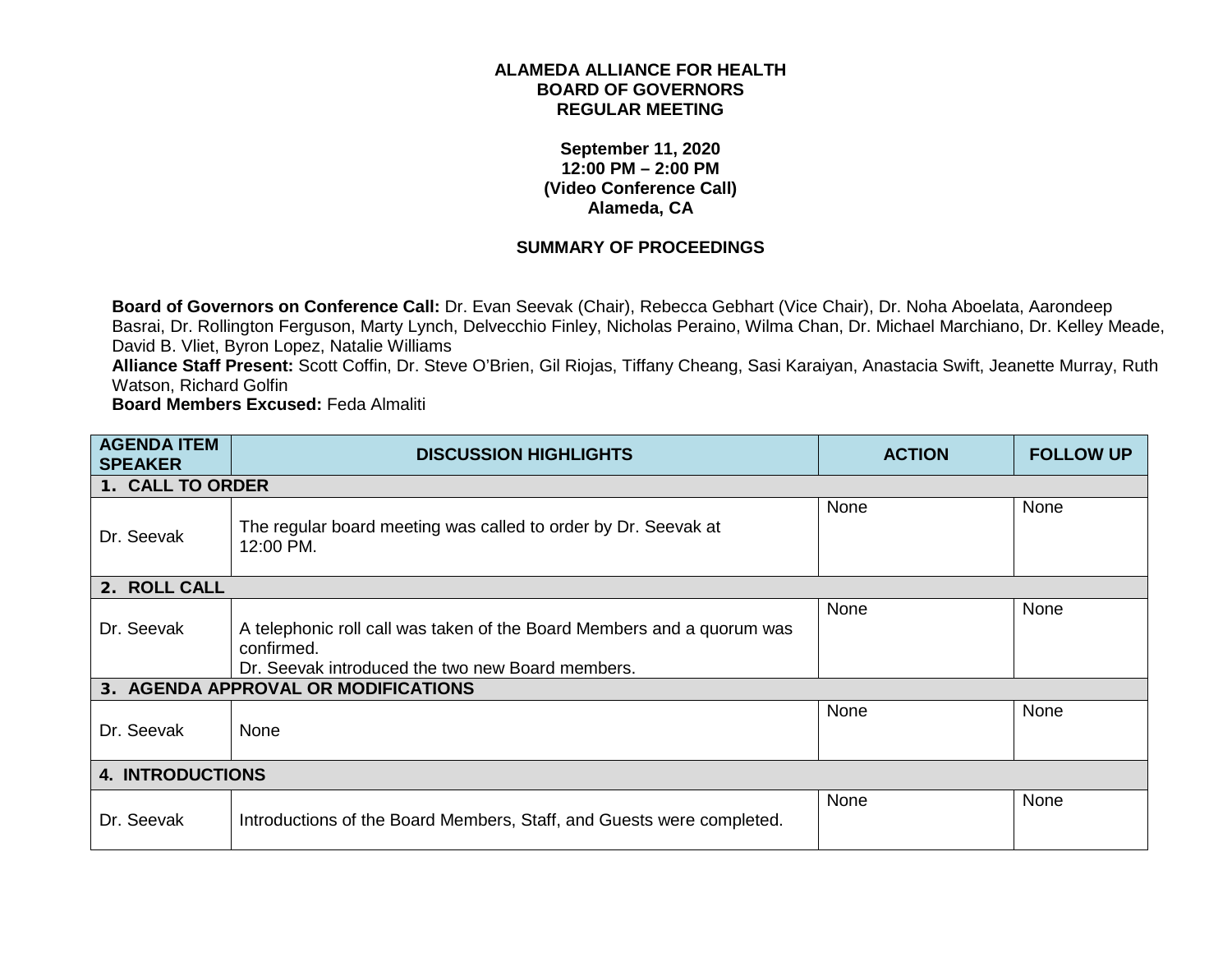**ALAMEDA ALLIANCE FOR HEALTH**
**BOARD OF GOVERNORS**
**REGULAR MEETING**

**September 11, 2020**
**12:00 PM – 2:00 PM**
**(Video Conference Call)**
**Alameda, CA**

**SUMMARY OF PROCEEDINGS**

**Board of Governors on Conference Call:** Dr. Evan Seevak (Chair), Rebecca Gebhart (Vice Chair), Dr. Noha Aboelata, Aarondeep Basrai, Dr. Rollington Ferguson, Marty Lynch, Delvecchio Finley, Nicholas Peraino, Wilma Chan, Dr. Michael Marchiano, Dr. Kelley Meade, David B. Vliet, Byron Lopez, Natalie Williams
**Alliance Staff Present:** Scott Coffin, Dr. Steve O'Brien, Gil Riojas, Tiffany Cheang, Sasi Karaiyan, Anastacia Swift, Jeanette Murray, Ruth Watson, Richard Golfin
**Board Members Excused:** Feda Almaliti

| AGENDA ITEM SPEAKER | DISCUSSION HIGHLIGHTS | ACTION | FOLLOW UP |
|---|---|---|---|
| **1. CALL TO ORDER** | | | |
| Dr. Seevak | The regular board meeting was called to order by Dr. Seevak at 12:00 PM. | None | None |
| **2. ROLL CALL** | | | |
| Dr. Seevak | A telephonic roll call was taken of the Board Members and a quorum was confirmed.<br>Dr. Seevak introduced the two new Board members. | None | None |
| **3. AGENDA APPROVAL OR MODIFICATIONS** | | | |
| Dr. Seevak | None | None | None |
| **4. INTRODUCTIONS** | | | |
| Dr. Seevak | Introductions of the Board Members, Staff, and Guests were completed. | None | None |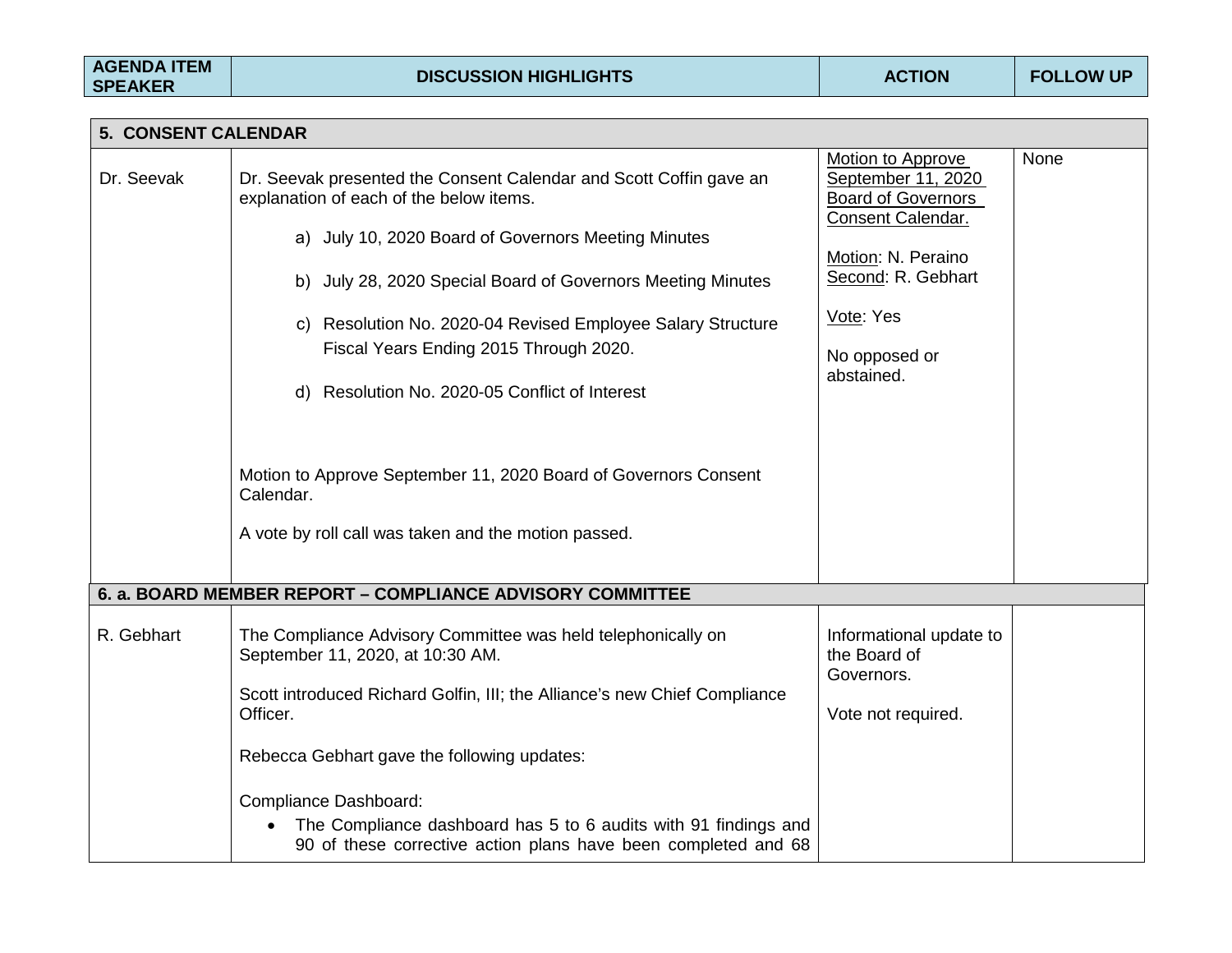| AGENDA ITEM SPEAKER | DISCUSSION HIGHLIGHTS | ACTION | FOLLOW UP |
|---|---|---|---|
| **5. CONSENT CALENDAR** | | | |
| Dr. Seevak | Dr. Seevak presented the Consent Calendar and Scott Coffin gave an explanation of each of the below items.<br><br>a) July 10, 2020 Board of Governors Meeting Minutes<br><br>b) July 28, 2020 Special Board of Governors Meeting Minutes<br><br>c) Resolution No. 2020-04 Revised Employee Salary Structure Fiscal Years Ending 2015 Through 2020.<br><br>d) Resolution No. 2020-05 Conflict of Interest<br><br>Motion to Approve September 11, 2020 Board of Governors Consent Calendar.<br><br>A vote by roll call was taken and the motion passed. | Motion to Approve September 11, 2020 Board of Governors Consent Calendar.<br><br>Motion: N. Peraino<br>Second: R. Gebhart<br><br>Vote: Yes<br><br>No opposed or abstained. | None |
| **6. a. BOARD MEMBER REPORT – COMPLIANCE ADVISORY COMMITTEE** | | | |
| R. Gebhart | The Compliance Advisory Committee was held telephonically on September 11, 2020, at 10:30 AM.<br><br>Scott introduced Richard Golfin, III; the Alliance's new Chief Compliance Officer.<br><br>Rebecca Gebhart gave the following updates:<br><br>Compliance Dashboard:<br>• The Compliance dashboard has 5 to 6 audits with 91 findings and 90 of these corrective action plans have been completed and 68 | Informational update to the Board of Governors.<br><br>Vote not required. | |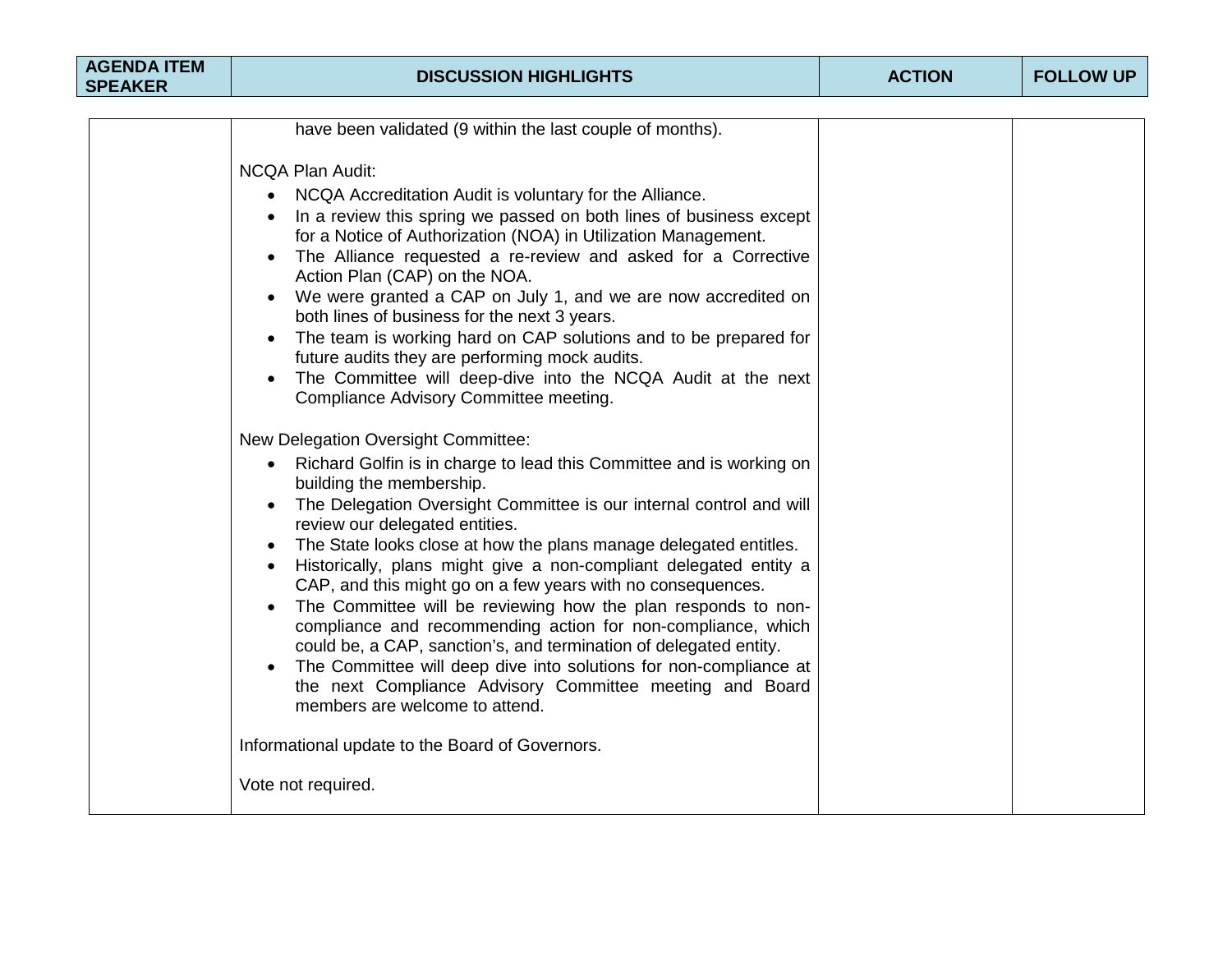| AGENDA ITEM SPEAKER | DISCUSSION HIGHLIGHTS | ACTION | FOLLOW UP |
|---|---|---|---|
| | have been validated (9 within the last couple of months).<br><br>NCQA Plan Audit:<br>• NCQA Accreditation Audit is voluntary for the Alliance.<br>• In a review this spring we passed on both lines of business except for a Notice of Authorization (NOA) in Utilization Management.<br>• The Alliance requested a re-review and asked for a Corrective Action Plan (CAP) on the NOA.<br>• We were granted a CAP on July 1, and we are now accredited on both lines of business for the next 3 years.<br>• The team is working hard on CAP solutions and to be prepared for future audits they are performing mock audits.<br>• The Committee will deep-dive into the NCQA Audit at the next Compliance Advisory Committee meeting.<br><br>New Delegation Oversight Committee:<br>• Richard Golfin is in charge to lead this Committee and is working on building the membership.<br>• The Delegation Oversight Committee is our internal control and will review our delegated entities.<br>• The State looks close at how the plans manage delegated entitles.<br>• Historically, plans might give a non-compliant delegated entity a CAP, and this might go on a few years with no consequences.<br>• The Committee will be reviewing how the plan responds to non-compliance and recommending action for non-compliance, which could be, a CAP, sanction's, and termination of delegated entity.<br>• The Committee will deep dive into solutions for non-compliance at the next Compliance Advisory Committee meeting and Board members are welcome to attend.<br><br>Informational update to the Board of Governors.<br><br>Vote not required. | | |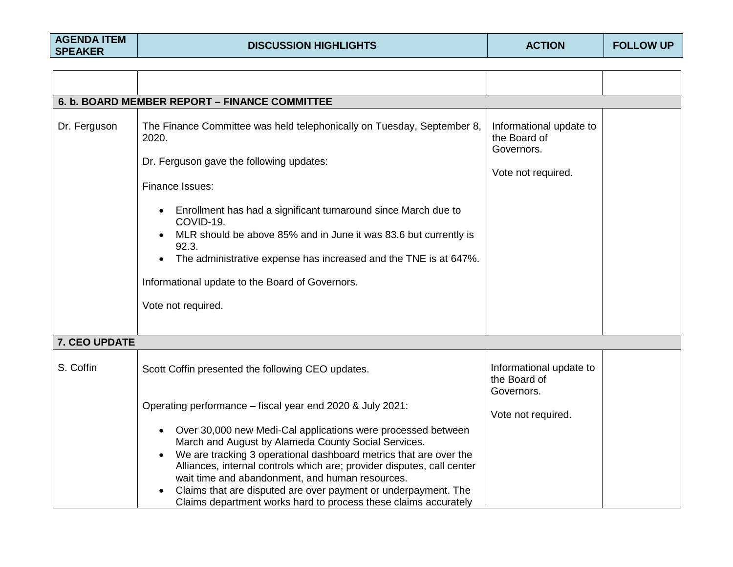| AGENDA ITEM SPEAKER | DISCUSSION HIGHLIGHTS | ACTION | FOLLOW UP |
|---|---|---|---|
| | | | |
| **6. b. BOARD MEMBER REPORT – FINANCE COMMITTEE** | | | |
| Dr. Ferguson | The Finance Committee was held telephonically on Tuesday, September 8, 2020.<br><br>Dr. Ferguson gave the following updates:<br><br>Finance Issues:<br><br>• Enrollment has had a significant turnaround since March due to COVID-19.<br>• MLR should be above 85% and in June it was 83.6 but currently is 92.3.<br>• The administrative expense has increased and the TNE is at 647%.<br><br>Informational update to the Board of Governors.<br><br>Vote not required. | Informational update to the Board of Governors.<br><br>Vote not required. | |
| **7. CEO UPDATE** | | | |
| S. Coffin | Scott Coffin presented the following CEO updates.<br><br>Operating performance – fiscal year end 2020 & July 2021:<br><br>• Over 30,000 new Medi-Cal applications were processed between March and August by Alameda County Social Services.<br>• We are tracking 3 operational dashboard metrics that are over the Alliances, internal controls which are; provider disputes, call center wait time and abandonment, and human resources.<br>• Claims that are disputed are over payment or underpayment. The Claims department works hard to process these claims accurately | Informational update to the Board of Governors.<br><br>Vote not required. | |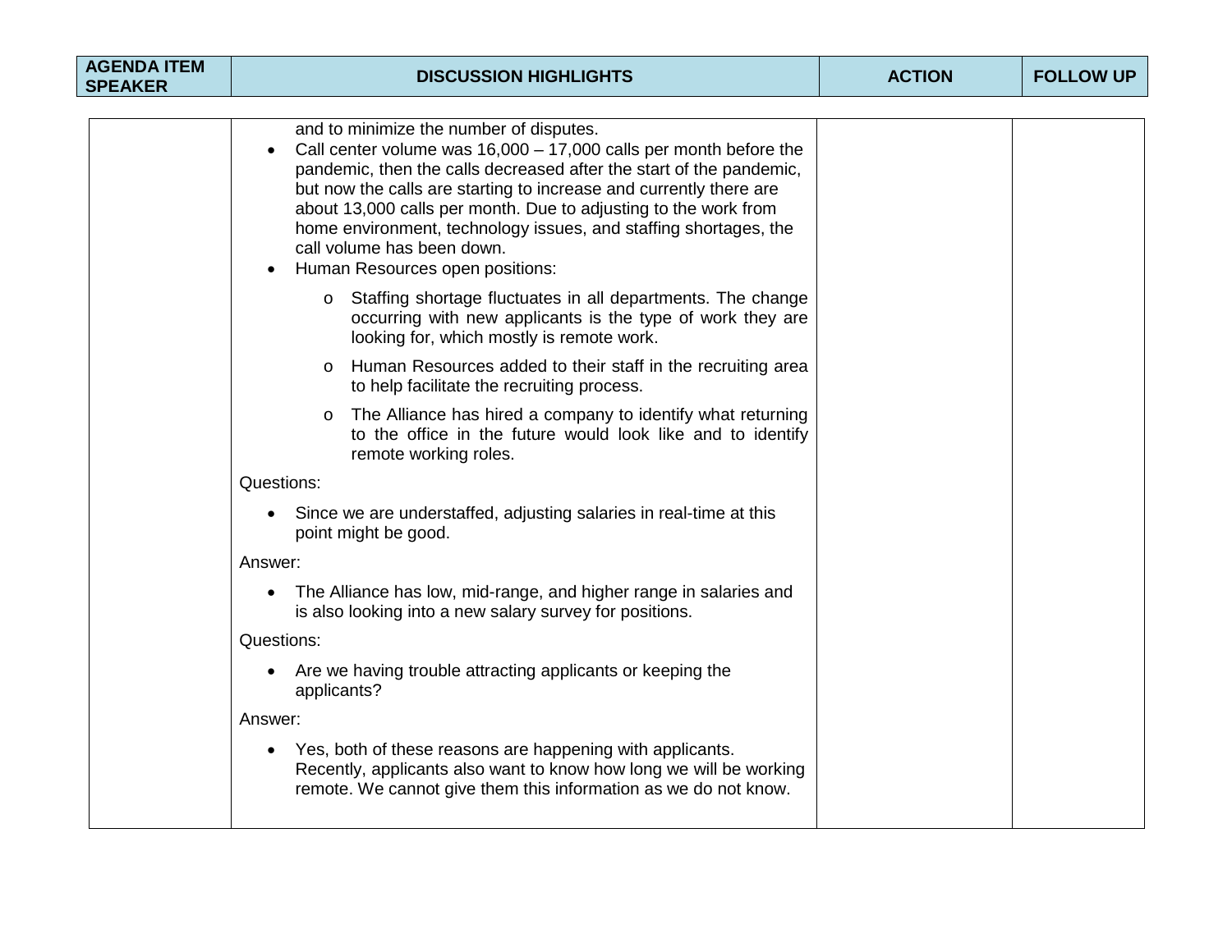| AGENDA ITEM SPEAKER | DISCUSSION HIGHLIGHTS | ACTION | FOLLOW UP |
|---|---|---|---|
| | and to minimize the number of disputes.<br>• Call center volume was 16,000 – 17,000 calls per month before the pandemic, then the calls decreased after the start of the pandemic, but now the calls are starting to increase and currently there are about 13,000 calls per month. Due to adjusting to the work from home environment, technology issues, and staffing shortages, the call volume has been down.<br>• Human Resources open positions:<br>  o Staffing shortage fluctuates in all departments. The change occurring with new applicants is the type of work they are looking for, which mostly is remote work.<br>  o Human Resources added to their staff in the recruiting area to help facilitate the recruiting process.<br>  o The Alliance has hired a company to identify what returning to the office in the future would look like and to identify remote working roles.<br>Questions:<br>• Since we are understaffed, adjusting salaries in real-time at this point might be good.<br>Answer:<br>• The Alliance has low, mid-range, and higher range in salaries and is also looking into a new salary survey for positions.<br>Questions:<br>• Are we having trouble attracting applicants or keeping the applicants?<br>Answer:<br>• Yes, both of these reasons are happening with applicants. Recently, applicants also want to know how long we will be working remote. We cannot give them this information as we do not know. | | |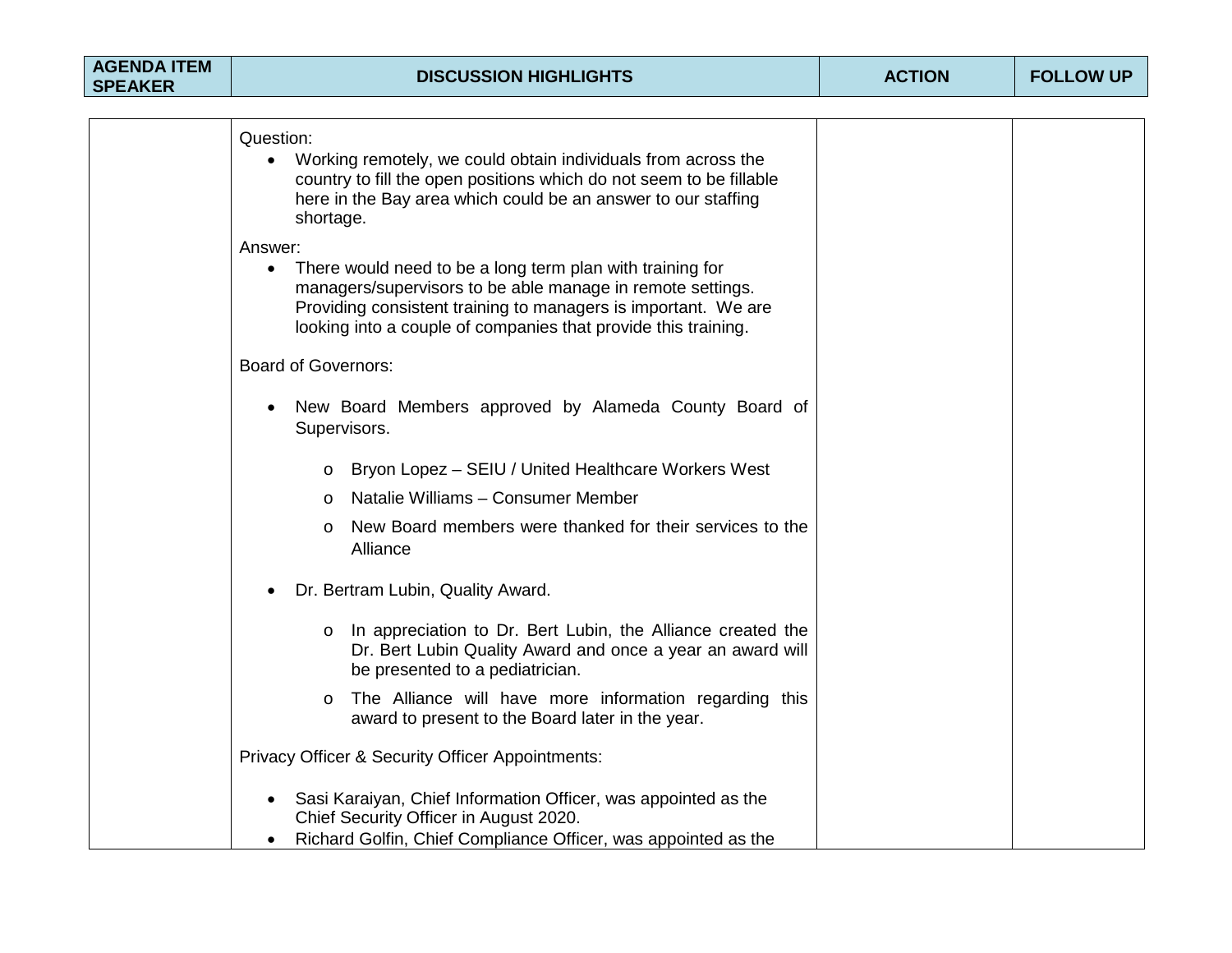| AGENDA ITEM SPEAKER | DISCUSSION HIGHLIGHTS | ACTION | FOLLOW UP |
|---|---|---|---|
| | Question:<br>• Working remotely, we could obtain individuals from across the country to fill the open positions which do not seem to be fillable here in the Bay area which could be an answer to our staffing shortage.<br><br>Answer:<br>• There would need to be a long term plan with training for managers/supervisors to be able manage in remote settings. Providing consistent training to managers is important. We are looking into a couple of companies that provide this training.<br><br>Board of Governors:<br><br>• New Board Members approved by Alameda County Board of Supervisors.<br>  o Bryon Lopez – SEIU / United Healthcare Workers West<br>  o Natalie Williams – Consumer Member<br>  o New Board members were thanked for their services to the Alliance<br><br>• Dr. Bertram Lubin, Quality Award.<br>  o In appreciation to Dr. Bert Lubin, the Alliance created the Dr. Bert Lubin Quality Award and once a year an award will be presented to a pediatrician.<br>  o The Alliance will have more information regarding this award to present to the Board later in the year.<br><br>Privacy Officer & Security Officer Appointments:<br><br>• Sasi Karaiyan, Chief Information Officer, was appointed as the Chief Security Officer in August 2020.<br>• Richard Golfin, Chief Compliance Officer, was appointed as the | | |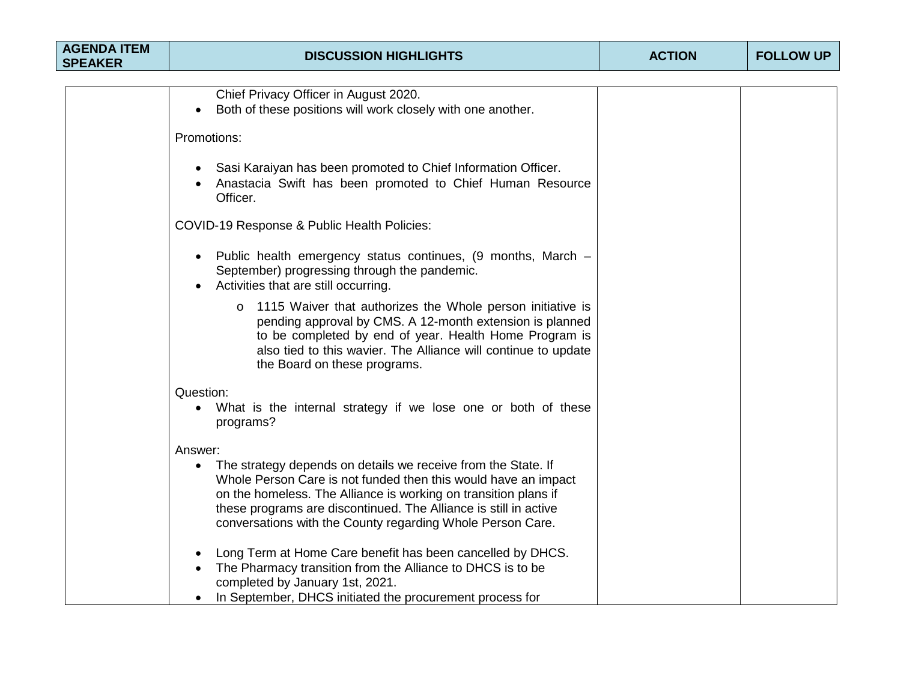| AGENDA ITEM SPEAKER | DISCUSSION HIGHLIGHTS | ACTION | FOLLOW UP |
|---|---|---|---|
| | Chief Privacy Officer in August 2020.<br>• Both of these positions will work closely with one another.<br><br>Promotions:<br><br>• Sasi Karaiyan has been promoted to Chief Information Officer.<br>• Anastacia Swift has been promoted to Chief Human Resource Officer.<br><br>COVID-19 Response & Public Health Policies:<br><br>• Public health emergency status continues, (9 months, March – September) progressing through the pandemic.<br>• Activities that are still occurring.<br>  o 1115 Waiver that authorizes the Whole person initiative is pending approval by CMS. A 12-month extension is planned to be completed by end of year. Health Home Program is also tied to this wavier. The Alliance will continue to update the Board on these programs.<br><br>Question:<br>• What is the internal strategy if we lose one or both of these programs?<br><br>Answer:<br>• The strategy depends on details we receive from the State. If Whole Person Care is not funded then this would have an impact on the homeless. The Alliance is working on transition plans if these programs are discontinued. The Alliance is still in active conversations with the County regarding Whole Person Care.<br><br>• Long Term at Home Care benefit has been cancelled by DHCS.<br>• The Pharmacy transition from the Alliance to DHCS is to be completed by January 1st, 2021.<br>• In September, DHCS initiated the procurement process for | | |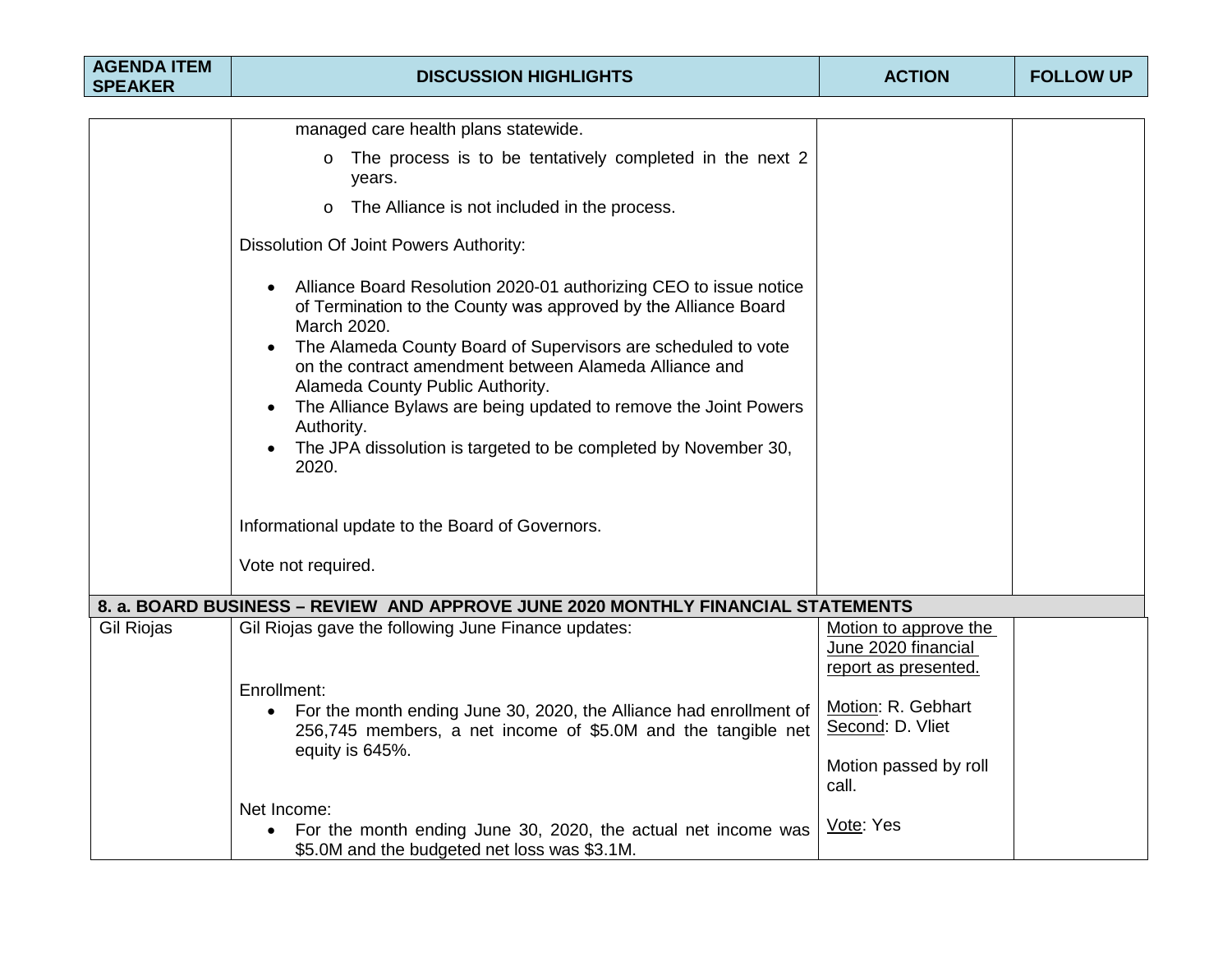| AGENDA ITEM SPEAKER | DISCUSSION HIGHLIGHTS | ACTION | FOLLOW UP |
|---|---|---|---|
| | managed care health plans statewide.<br>o The process is to be tentatively completed in the next 2 years.<br>o The Alliance is not included in the process.<br><br>Dissolution Of Joint Powers Authority:<br><br>• Alliance Board Resolution 2020-01 authorizing CEO to issue notice of Termination to the County was approved by the Alliance Board March 2020.<br>• The Alameda County Board of Supervisors are scheduled to vote on the contract amendment between Alameda Alliance and Alameda County Public Authority.<br>• The Alliance Bylaws are being updated to remove the Joint Powers Authority.<br>• The JPA dissolution is targeted to be completed by November 30, 2020.<br><br>Informational update to the Board of Governors.<br><br>Vote not required. | | |
| **8. a. BOARD BUSINESS – REVIEW AND APPROVE JUNE 2020 MONTHLY FINANCIAL STATEMENTS** | | | |
| Gil Riojas | Gil Riojas gave the following June Finance updates:<br><br>Enrollment:<br>• For the month ending June 30, 2020, the Alliance had enrollment of 256,745 members, a net income of $5.0M and the tangible net equity is 645%.<br><br>Net Income:<br>• For the month ending June 30, 2020, the actual net income was $5.0M and the budgeted net loss was $3.1M. | Motion to approve the June 2020 financial report as presented.<br><br>Motion: R. Gebhart<br>Second: D. Vliet<br><br>Motion passed by roll call.<br><br>Vote: Yes | |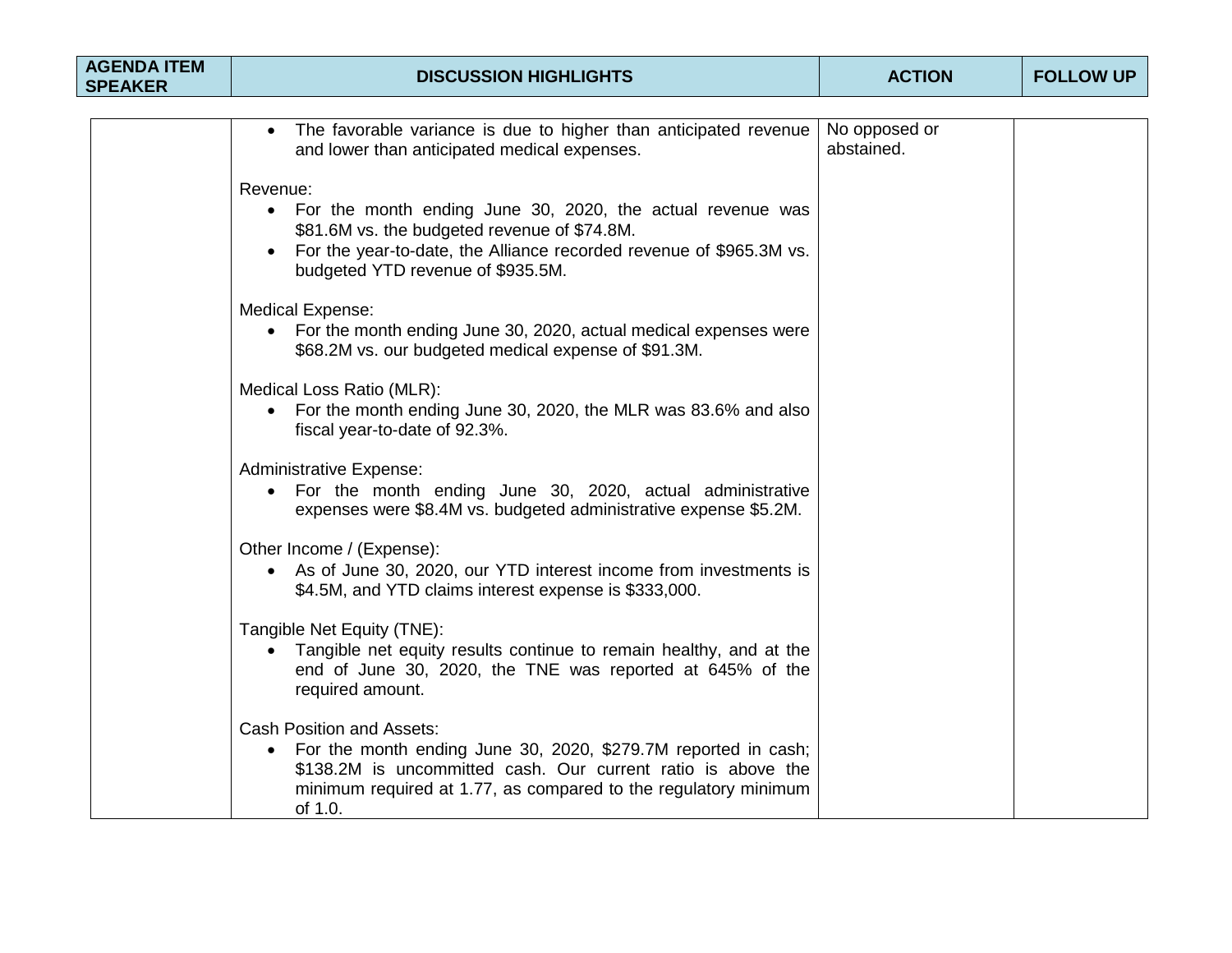| AGENDA ITEM SPEAKER | DISCUSSION HIGHLIGHTS | ACTION | FOLLOW UP |
|---|---|---|---|
| | • The favorable variance is due to higher than anticipated revenue and lower than anticipated medical expenses.<br><br>Revenue:<br>• For the month ending June 30, 2020, the actual revenue was \$81.6M vs. the budgeted revenue of \$74.8M.<br>• For the year-to-date, the Alliance recorded revenue of \$965.3M vs. budgeted YTD revenue of \$935.5M.<br><br>Medical Expense:<br>• For the month ending June 30, 2020, actual medical expenses were \$68.2M vs. our budgeted medical expense of \$91.3M.<br><br>Medical Loss Ratio (MLR):<br>• For the month ending June 30, 2020, the MLR was 83.6% and also fiscal year-to-date of 92.3%.<br><br>Administrative Expense:<br>• For the month ending June 30, 2020, actual administrative expenses were \$8.4M vs. budgeted administrative expense \$5.2M.<br><br>Other Income / (Expense):<br>• As of June 30, 2020, our YTD interest income from investments is \$4.5M, and YTD claims interest expense is \$333,000.<br><br>Tangible Net Equity (TNE):<br>• Tangible net equity results continue to remain healthy, and at the end of June 30, 2020, the TNE was reported at 645% of the required amount.<br><br>Cash Position and Assets:<br>• For the month ending June 30, 2020, \$279.7M reported in cash; \$138.2M is uncommitted cash. Our current ratio is above the minimum required at 1.77, as compared to the regulatory minimum of 1.0. | No opposed or abstained. | |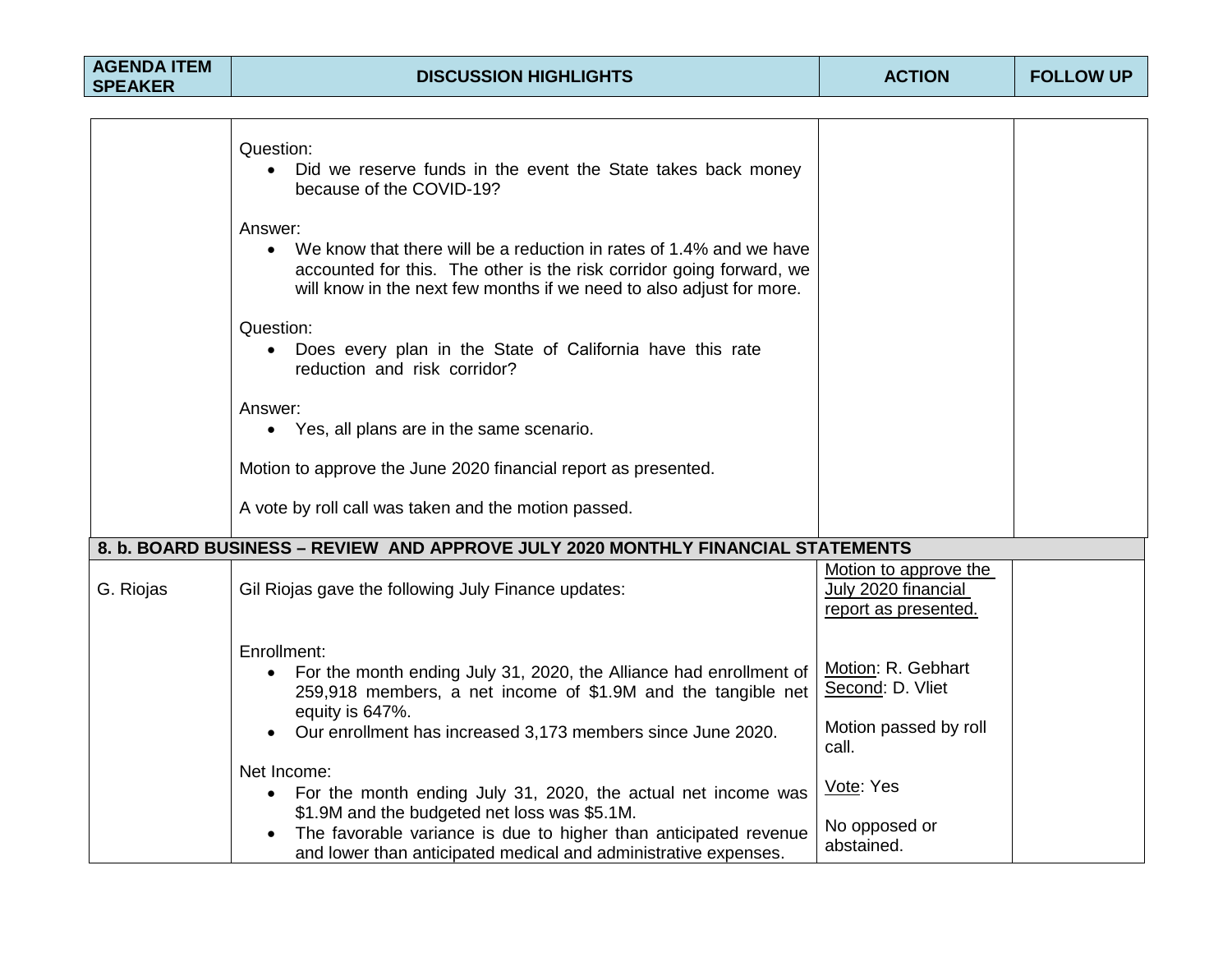| AGENDA ITEM SPEAKER | DISCUSSION HIGHLIGHTS | ACTION | FOLLOW UP |
|---|---|---|---|
| | Question:<br>• Did we reserve funds in the event the State takes back money because of the COVID-19?<br><br>Answer:<br>• We know that there will be a reduction in rates of 1.4% and we have accounted for this. The other is the risk corridor going forward, we will know in the next few months if we need to also adjust for more.<br><br>Question:<br>• Does every plan in the State of California have this rate reduction and risk corridor?<br><br>Answer:<br>• Yes, all plans are in the same scenario.<br><br>Motion to approve the June 2020 financial report as presented.<br><br>A vote by roll call was taken and the motion passed. | | |
| **8. b. BOARD BUSINESS – REVIEW AND APPROVE JULY 2020 MONTHLY FINANCIAL STATEMENTS** | | | |
| G. Riojas | Gil Riojas gave the following July Finance updates:<br><br>Enrollment:<br>• For the month ending July 31, 2020, the Alliance had enrollment of 259,918 members, a net income of \$1.9M and the tangible net equity is 647%.<br>• Our enrollment has increased 3,173 members since June 2020.<br><br>Net Income:<br>• For the month ending July 31, 2020, the actual net income was \$1.9M and the budgeted net loss was \$5.1M.<br>• The favorable variance is due to higher than anticipated revenue and lower than anticipated medical and administrative expenses. | Motion to approve the July 2020 financial report as presented.<br><br>Motion: R. Gebhart<br>Second: D. Vliet<br><br>Motion passed by roll call.<br><br>Vote: Yes<br><br>No opposed or abstained. | |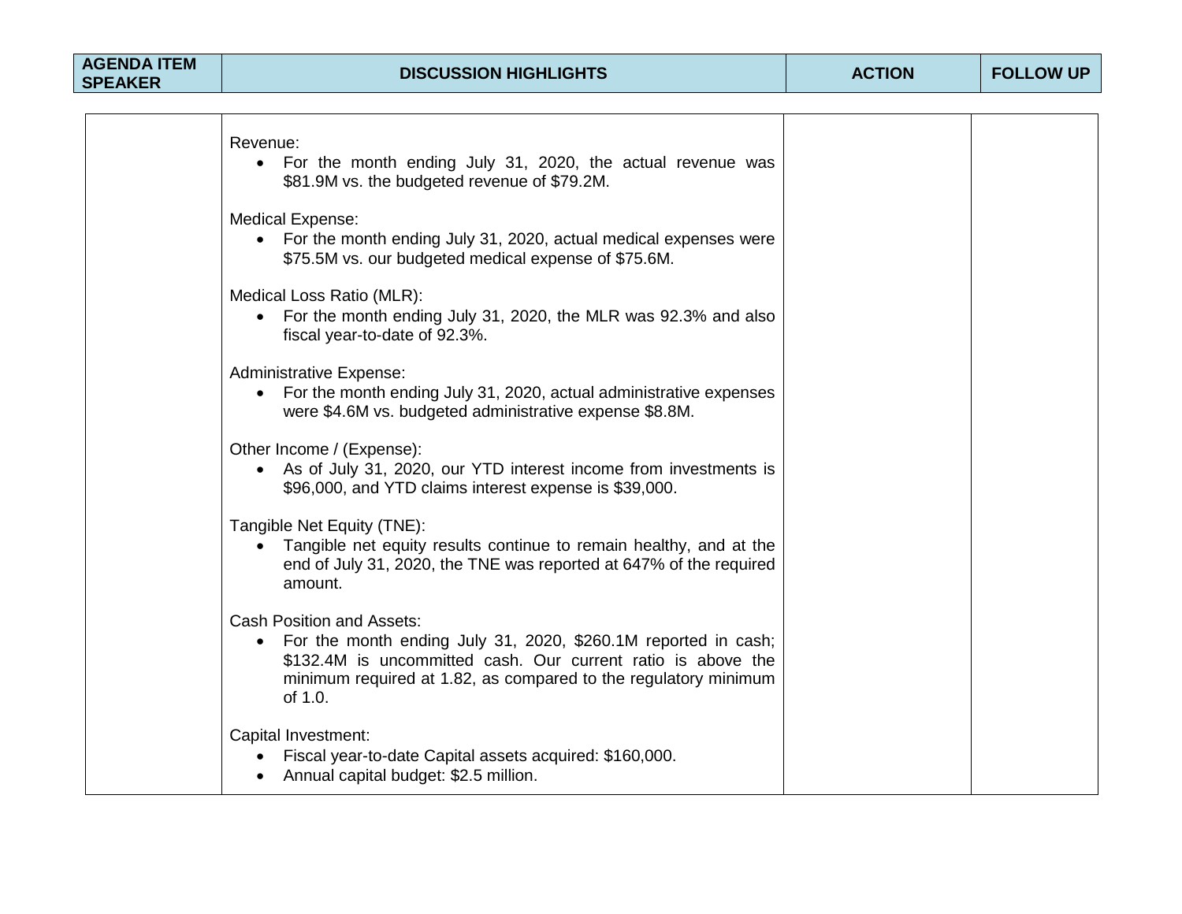| AGENDA ITEM SPEAKER | DISCUSSION HIGHLIGHTS | ACTION | FOLLOW UP |
|---|---|---|---|
| | Revenue:<br>• For the month ending July 31, 2020, the actual revenue was \$81.9M vs. the budgeted revenue of \$79.2M.<br><br>Medical Expense:<br>• For the month ending July 31, 2020, actual medical expenses were \$75.5M vs. our budgeted medical expense of \$75.6M.<br><br>Medical Loss Ratio (MLR):<br>• For the month ending July 31, 2020, the MLR was 92.3% and also fiscal year-to-date of 92.3%.<br><br>Administrative Expense:<br>• For the month ending July 31, 2020, actual administrative expenses were \$4.6M vs. budgeted administrative expense \$8.8M.<br><br>Other Income / (Expense):<br>• As of July 31, 2020, our YTD interest income from investments is \$96,000, and YTD claims interest expense is \$39,000.<br><br>Tangible Net Equity (TNE):<br>• Tangible net equity results continue to remain healthy, and at the end of July 31, 2020, the TNE was reported at 647% of the required amount.<br><br>Cash Position and Assets:<br>• For the month ending July 31, 2020, \$260.1M reported in cash; \$132.4M is uncommitted cash. Our current ratio is above the minimum required at 1.82, as compared to the regulatory minimum of 1.0.<br><br>Capital Investment:<br>• Fiscal year-to-date Capital assets acquired: \$160,000.<br>• Annual capital budget: \$2.5 million. | | |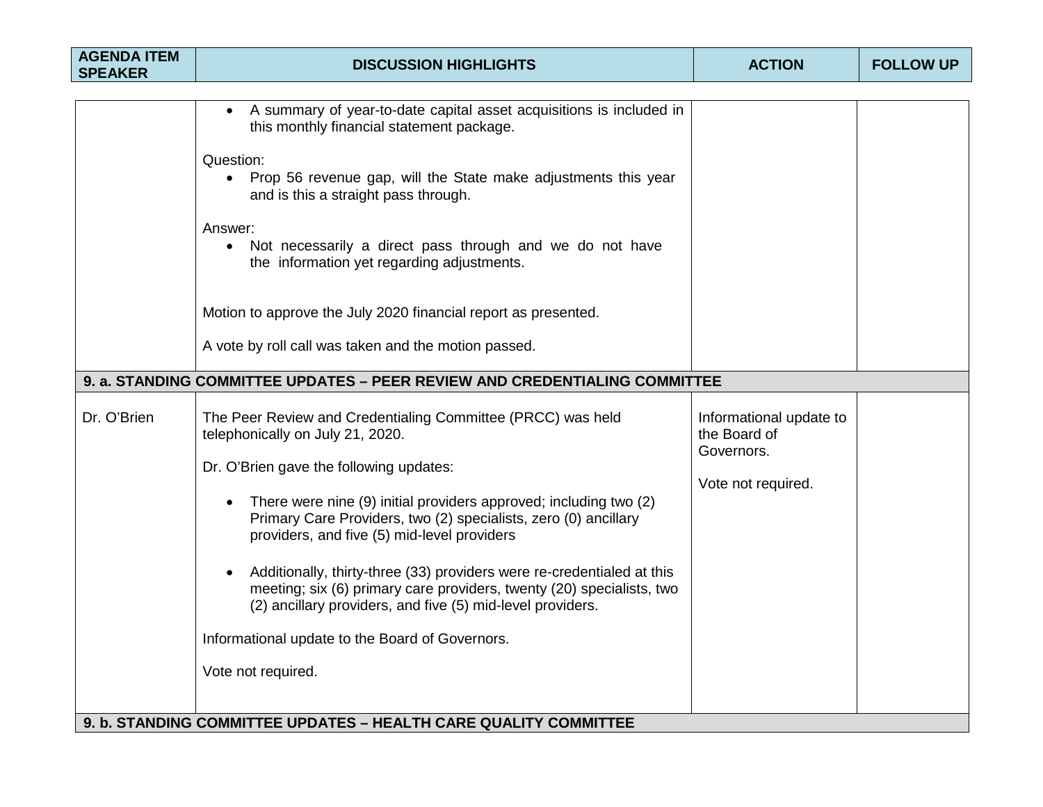| AGENDA ITEM SPEAKER | DISCUSSION HIGHLIGHTS | ACTION | FOLLOW UP |
|---|---|---|---|
| | • A summary of year-to-date capital asset acquisitions is included in this monthly financial statement package.<br><br>Question:<br>• Prop 56 revenue gap, will the State make adjustments this year and is this a straight pass through.<br><br>Answer:<br>• Not necessarily a direct pass through and we do not have the information yet regarding adjustments.<br><br>Motion to approve the July 2020 financial report as presented.<br><br>A vote by roll call was taken and the motion passed. | | |
| **9. a. STANDING COMMITTEE UPDATES – PEER REVIEW AND CREDENTIALING COMMITTEE** | | | |
| Dr. O'Brien | The Peer Review and Credentialing Committee (PRCC) was held telephonically on July 21, 2020.<br><br>Dr. O'Brien gave the following updates:<br><br>• There were nine (9) initial providers approved; including two (2) Primary Care Providers, two (2) specialists, zero (0) ancillary providers, and five (5) mid-level providers<br><br>• Additionally, thirty-three (33) providers were re-credentialed at this meeting; six (6) primary care providers, twenty (20) specialists, two (2) ancillary providers, and five (5) mid-level providers.<br><br>Informational update to the Board of Governors.<br><br>Vote not required. | Informational update to the Board of Governors.<br><br>Vote not required. | |
| **9. b. STANDING COMMITTEE UPDATES – HEALTH CARE QUALITY COMMITTEE** | | | |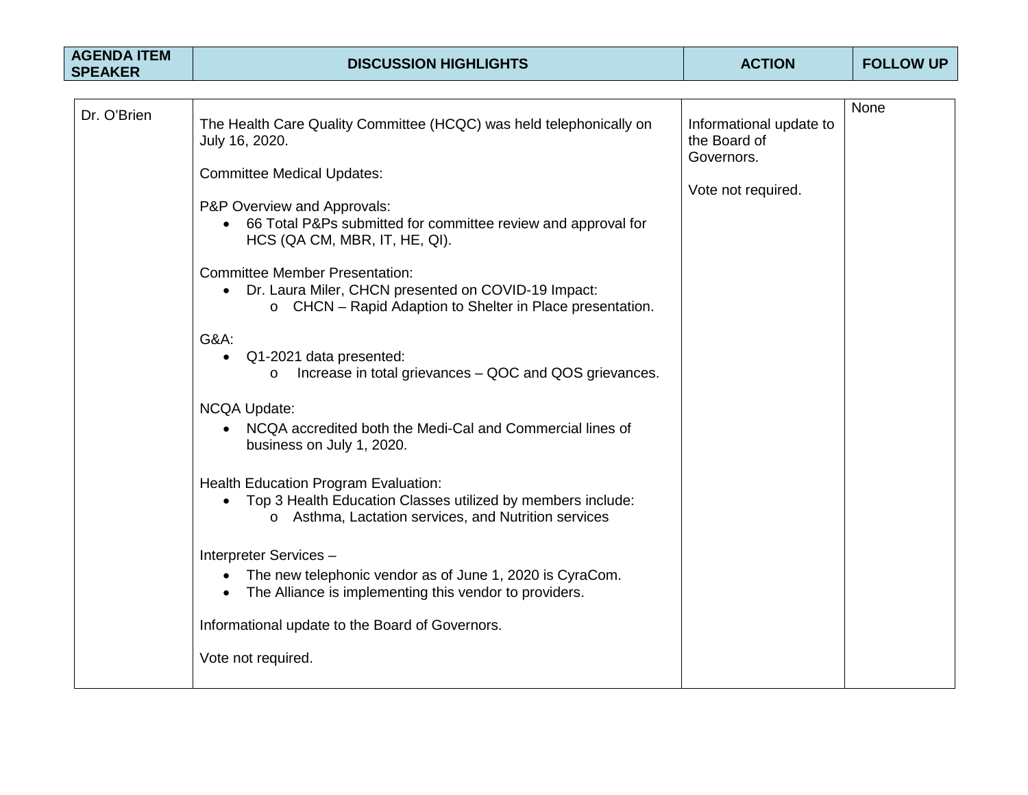| AGENDA ITEM SPEAKER | DISCUSSION HIGHLIGHTS | ACTION | FOLLOW UP |
|---|---|---|---|
| Dr. O'Brien | The Health Care Quality Committee (HCQC) was held telephonically on July 16, 2020.<br><br>Committee Medical Updates:<br><br>P&P Overview and Approvals:<br>• 66 Total P&Ps submitted for committee review and approval for HCS (QA CM, MBR, IT, HE, QI).<br><br>Committee Member Presentation:<br>• Dr. Laura Miler, CHCN presented on COVID-19 Impact:<br>  o CHCN – Rapid Adaption to Shelter in Place presentation.<br><br>G&A:<br>• Q1-2021 data presented:<br>  o Increase in total grievances – QOC and QOS grievances.<br><br>NCQA Update:<br>• NCQA accredited both the Medi-Cal and Commercial lines of business on July 1, 2020.<br><br>Health Education Program Evaluation:<br>• Top 3 Health Education Classes utilized by members include:<br>  o Asthma, Lactation services, and Nutrition services<br><br>Interpreter Services –<br>• The new telephonic vendor as of June 1, 2020 is CyraCom.<br>• The Alliance is implementing this vendor to providers.<br><br>Informational update to the Board of Governors.<br><br>Vote not required. | Informational update to the Board of Governors.<br><br>Vote not required. | None |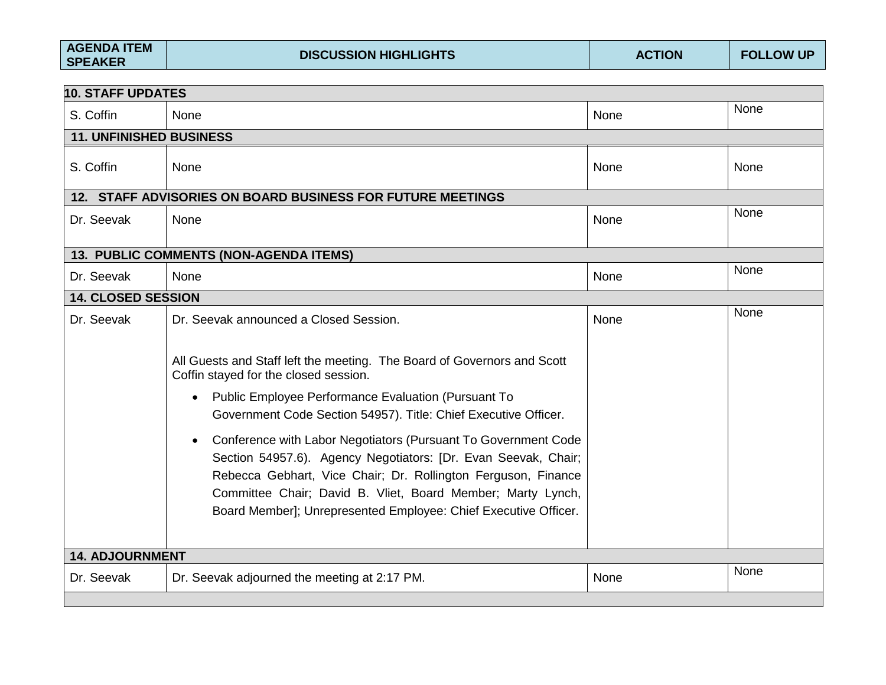| AGENDA ITEM SPEAKER | DISCUSSION HIGHLIGHTS | ACTION | FOLLOW UP |
|---|---|---|---|
| **10. STAFF UPDATES** | | | |
| S. Coffin | None | None | None |
| **11. UNFINISHED BUSINESS** | | | |
| S. Coffin | None | None | None |
| **12. STAFF ADVISORIES ON BOARD BUSINESS FOR FUTURE MEETINGS** | | | |
| Dr. Seevak | None | None | None |
| **13. PUBLIC COMMENTS (NON-AGENDA ITEMS)** | | | |
| Dr. Seevak | None | None | None |
| **14. CLOSED SESSION** | | | |
| Dr. Seevak | Dr. Seevak announced a Closed Session.<br><br>All Guests and Staff left the meeting. The Board of Governors and Scott Coffin stayed for the closed session.<br><br>• Public Employee Performance Evaluation (Pursuant To Government Code Section 54957). Title: Chief Executive Officer.<br><br>• Conference with Labor Negotiators (Pursuant To Government Code Section 54957.6). Agency Negotiators: [Dr. Evan Seevak, Chair; Rebecca Gebhart, Vice Chair; Dr. Rollington Ferguson, Finance Committee Chair; David B. Vliet, Board Member; Marty Lynch, Board Member]; Unrepresented Employee: Chief Executive Officer. | None | None |
| **14. ADJOURNMENT** | | | |
| Dr. Seevak | Dr. Seevak adjourned the meeting at 2:17 PM. | None | None |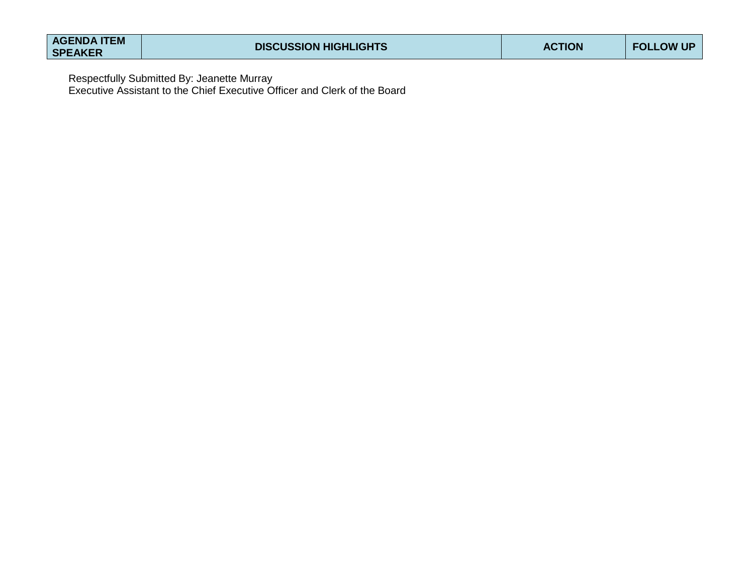| AGENDA ITEM SPEAKER | DISCUSSION HIGHLIGHTS | ACTION | FOLLOW UP |
| --- | --- | --- | --- |

Respectfully Submitted By: Jeanette Murray
Executive Assistant to the Chief Executive Officer and Clerk of the Board